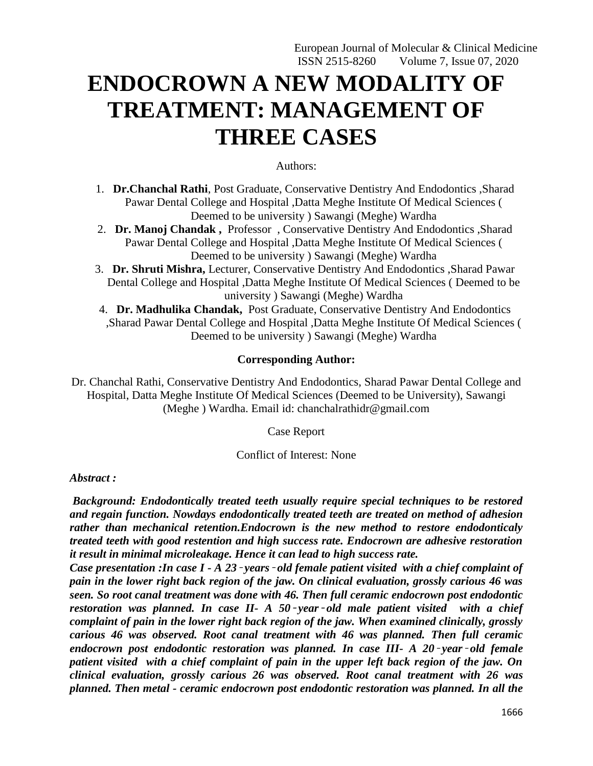# ENDOCROWN A NEW MODALITY OF TREATMENT: MANAGEMENT OF THREE CASES

Authors:

1. **Dr.Chanchal Rathi**, Post Graduate, Conservative Dentistry And Endodontics ,Sharad Pawar Dental College and Hospital ,Datta Meghe Institute Of Medical Sciences ( Deemed to be university ) Sawangi (Meghe) Wardha
2. **Dr. Manoj Chandak ,** Professor , Conservative Dentistry And Endodontics ,Sharad Pawar Dental College and Hospital ,Datta Meghe Institute Of Medical Sciences ( Deemed to be university ) Sawangi (Meghe) Wardha
3. **Dr. Shruti Mishra,** Lecturer, Conservative Dentistry And Endodontics ,Sharad Pawar Dental College and Hospital ,Datta Meghe Institute Of Medical Sciences ( Deemed to be university ) Sawangi (Meghe) Wardha
4. **Dr. Madhulika Chandak,** Post Graduate, Conservative Dentistry And Endodontics ,Sharad Pawar Dental College and Hospital ,Datta Meghe Institute Of Medical Sciences ( Deemed to be university ) Sawangi (Meghe) Wardha

**Corresponding Author:**

Dr. Chanchal Rathi, Conservative Dentistry And Endodontics, Sharad Pawar Dental College and Hospital, Datta Meghe Institute Of Medical Sciences (Deemed to be University), Sawangi (Meghe ) Wardha. Email id: chanchalrathidr@gmail.com

Case Report

Conflict of Interest: None

***Abstract :***

***Background: Endodontically treated teeth usually require special techniques to be restored and regain function. Nowdays endodontically treated teeth are treated on method of adhesion rather than mechanical retention.Endocrown is the new method to restore endodonticaly treated teeth with good restention and high success rate. Endocrown are adhesive restoration it result in minimal microleakage. Hence it can lead to high success rate.***

***Case presentation :In case I - A 23 - years - old female patient visited with a chief complaint of pain in the lower right back region of the jaw. On clinical evaluation, grossly carious 46 was seen. So root canal treatment was done with 46. Then full ceramic endocrown post endodontic restoration was planned. In case II- A 50 - year - old male patient visited with a chief complaint of pain in the lower right back region of the jaw. When examined clinically, grossly carious 46 was observed. Root canal treatment with 46 was planned. Then full ceramic endocrown post endodontic restoration was planned. In case III- A 20 - year - old female patient visited with a chief complaint of pain in the upper left back region of the jaw. On clinical evaluation, grossly carious 26 was observed. Root canal treatment with 26 was planned. Then metal - ceramic endocrown post endodontic restoration was planned. In all the***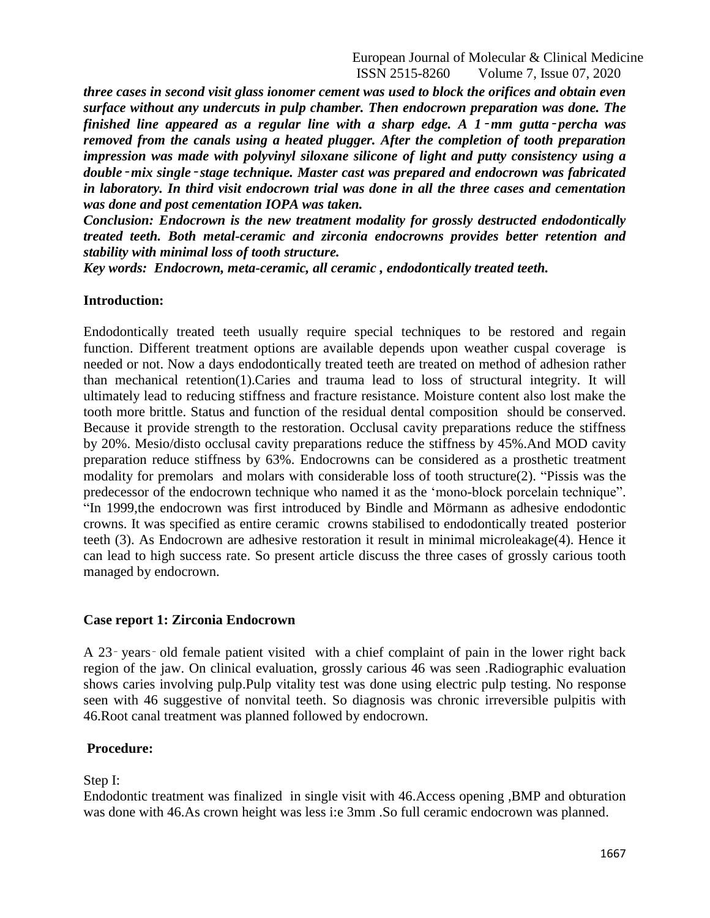***three cases in second visit glass ionomer cement was used to block the orifices and obtain even surface without any undercuts in pulp chamber. Then endocrown preparation was done. The finished line appeared as a regular line with a sharp edge. A 1‑mm gutta‑percha was removed from the canals using a heated plugger. After the completion of tooth preparation impression was made with polyvinyl siloxane silicone of light and putty consistency using a double‑mix single‑stage technique. Master cast was prepared and endocrown was fabricated in laboratory. In third visit endocrown trial was done in all the three cases and cementation was done and post cementation IOPA was taken.***

***Conclusion: Endocrown is the new treatment modality for grossly destructed endodontically treated teeth. Both metal-ceramic and zirconia endocrowns provides better retention and stability with minimal loss of tooth structure.***

***Key words: Endocrown, meta-ceramic, all ceramic , endodontically treated teeth.***

## Introduction:

Endodontically treated teeth usually require special techniques to be restored and regain function. Different treatment options are available depends upon weather cuspal coverage is needed or not. Now a days endodontically treated teeth are treated on method of adhesion rather than mechanical retention(1).Caries and trauma lead to loss of structural integrity. It will ultimately lead to reducing stiffness and fracture resistance. Moisture content also lost make the tooth more brittle. Status and function of the residual dental composition should be conserved. Because it provide strength to the restoration. Occlusal cavity preparations reduce the stiffness by 20%. Mesio/disto occlusal cavity preparations reduce the stiffness by 45%.And MOD cavity preparation reduce stiffness by 63%. Endocrowns can be considered as a prosthetic treatment modality for premolars and molars with considerable loss of tooth structure(2). "Pissis was the predecessor of the endocrown technique who named it as the 'mono-block porcelain technique". "In 1999,the endocrown was first introduced by Bindle and Mörmann as adhesive endodontic crowns. It was specified as entire ceramic crowns stabilised to endodontically treated posterior teeth (3). As Endocrown are adhesive restoration it result in minimal microleakage(4). Hence it can lead to high success rate. So present article discuss the three cases of grossly carious tooth managed by endocrown.

## Case report 1: Zirconia Endocrown

A 23‑ years‑ old female patient visited with a chief complaint of pain in the lower right back region of the jaw. On clinical evaluation, grossly carious 46 was seen .Radiographic evaluation shows caries involving pulp.Pulp vitality test was done using electric pulp testing. No response seen with 46 suggestive of nonvital teeth. So diagnosis was chronic irreversible pulpitis with 46.Root canal treatment was planned followed by endocrown.

### Procedure:

Step I:

Endodontic treatment was finalized in single visit with 46.Access opening ,BMP and obturation was done with 46.As crown height was less i:e 3mm .So full ceramic endocrown was planned.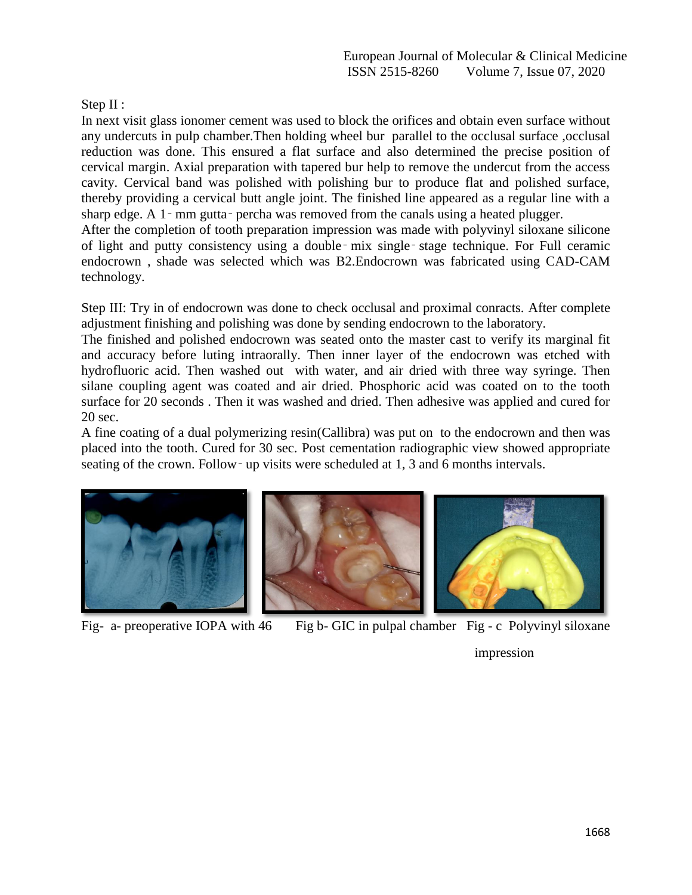Step II :

In next visit glass ionomer cement was used to block the orifices and obtain even surface without any undercuts in pulp chamber.Then holding wheel bur parallel to the occlusal surface ,occlusal reduction was done. This ensured a flat surface and also determined the precise position of cervical margin. Axial preparation with tapered bur help to remove the undercut from the access cavity. Cervical band was polished with polishing bur to produce flat and polished surface, thereby providing a cervical butt angle joint. The finished line appeared as a regular line with a sharp edge. A 1‑ mm gutta‑ percha was removed from the canals using a heated plugger.

After the completion of tooth preparation impression was made with polyvinyl siloxane silicone of light and putty consistency using a double‑ mix single‑ stage technique. For Full ceramic endocrown , shade was selected which was B2.Endocrown was fabricated using CAD-CAM technology.

Step III: Try in of endocrown was done to check occlusal and proximal conracts. After complete adjustment finishing and polishing was done by sending endocrown to the laboratory.

The finished and polished endocrown was seated onto the master cast to verify its marginal fit and accuracy before luting intraorally. Then inner layer of the endocrown was etched with hydrofluoric acid. Then washed out with water, and air dried with three way syringe. Then silane coupling agent was coated and air dried. Phosphoric acid was coated on to the tooth surface for 20 seconds . Then it was washed and dried. Then adhesive was applied and cured for 20 sec.

A fine coating of a dual polymerizing resin(Callibra) was put on to the endocrown and then was placed into the tooth. Cured for 30 sec. Post cementation radiographic view showed appropriate seating of the crown. Follow‑ up visits were scheduled at 1, 3 and 6 months intervals.

Fig- a- preoperative IOPA with 46 Fig b- GIC in pulpal chamber Fig - c Polyvinyl siloxane impression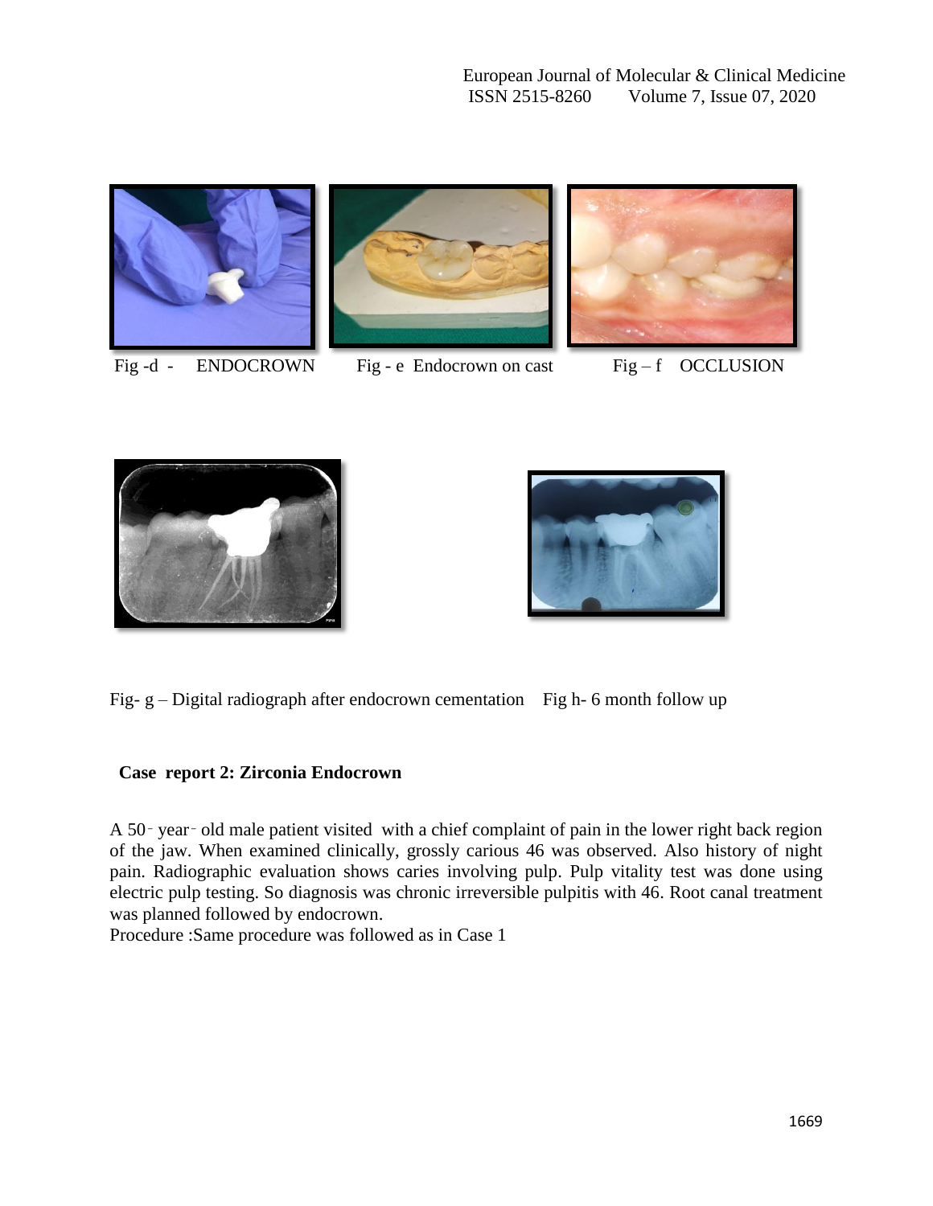Fig -d - ENDOCROWN

Fig - e Endocrown on cast

Fig – f OCCLUSION

Fig- g – Digital radiograph after endocrown cementation

Fig h- 6 month follow up

## Case report 2: Zirconia Endocrown

A 50 - year - old male patient visited with a chief complaint of pain in the lower right back region of the jaw. When examined clinically, grossly carious 46 was observed. Also history of night pain. Radiographic evaluation shows caries involving pulp. Pulp vitality test was done using electric pulp testing. So diagnosis was chronic irreversible pulpitis with 46. Root canal treatment was planned followed by endocrown.

Procedure :Same procedure was followed as in Case 1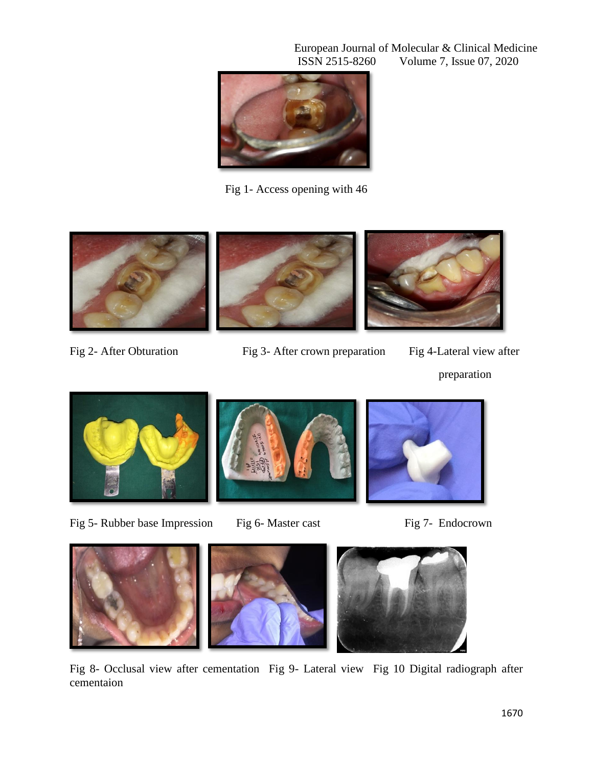Fig 1- Access opening with 46

Fig 2- After Obturation

Fig 3- After crown preparation

Fig 4-Lateral view after preparation

Fig 5- Rubber base Impression

Fig 6- Master cast

Fig 7- Endocrown

Fig 8- Occlusal view after cementation

Fig 9- Lateral view

Fig 10 Digital radiograph after cementaion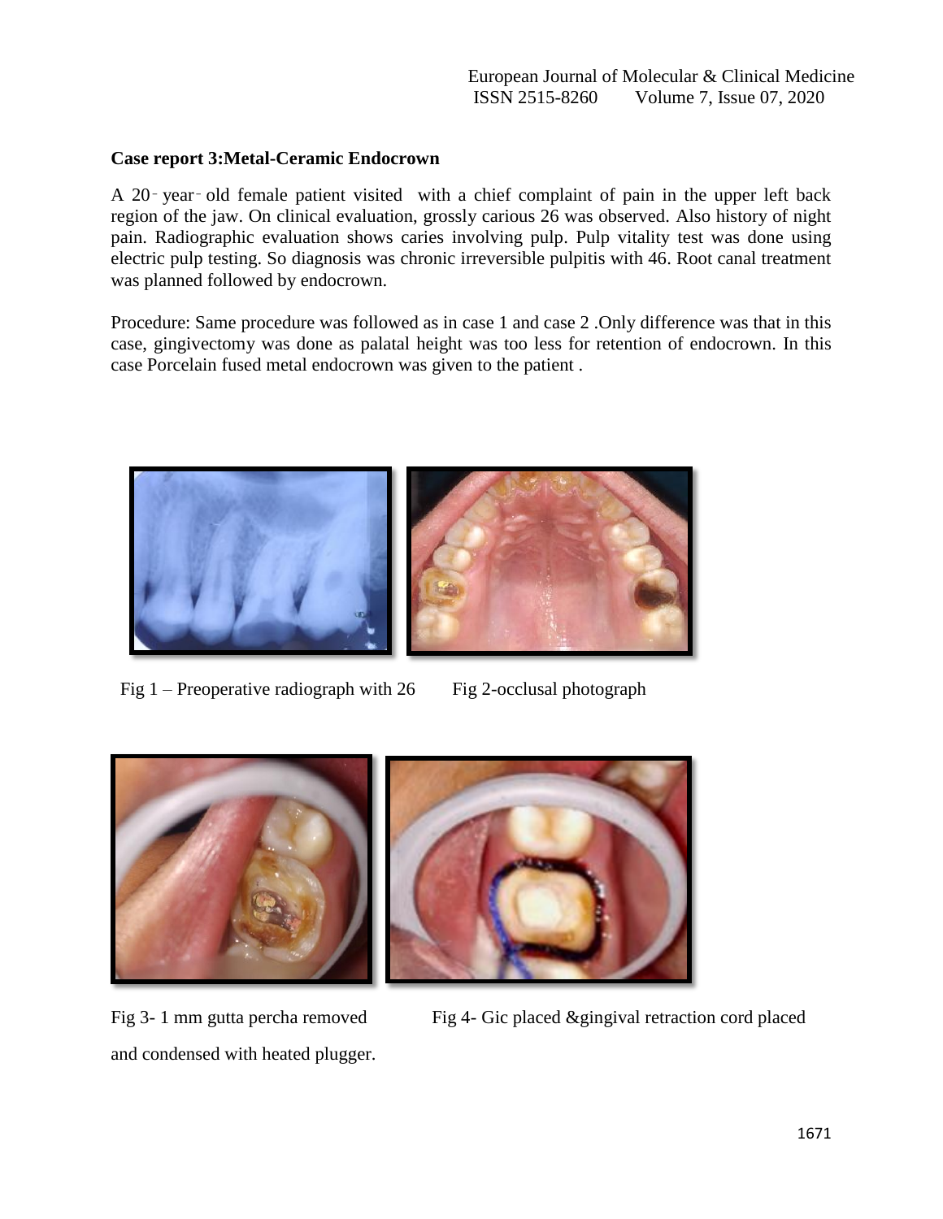**Case report 3:Metal-Ceramic Endocrown**

A 20‑ year‑ old female patient visited with a chief complaint of pain in the upper left back region of the jaw. On clinical evaluation, grossly carious 26 was observed. Also history of night pain. Radiographic evaluation shows caries involving pulp. Pulp vitality test was done using electric pulp testing. So diagnosis was chronic irreversible pulpitis with 46. Root canal treatment was planned followed by endocrown.

Procedure: Same procedure was followed as in case 1 and case 2 .Only difference was that in this case, gingivectomy was done as palatal height was too less for retention of endocrown. In this case Porcelain fused metal endocrown was given to the patient .

Fig 1 – Preoperative radiograph with 26

Fig 2-occlusal photograph

Fig 3- 1 mm gutta percha removed and condensed with heated plugger.

Fig 4- Gic placed &gingival retraction cord placed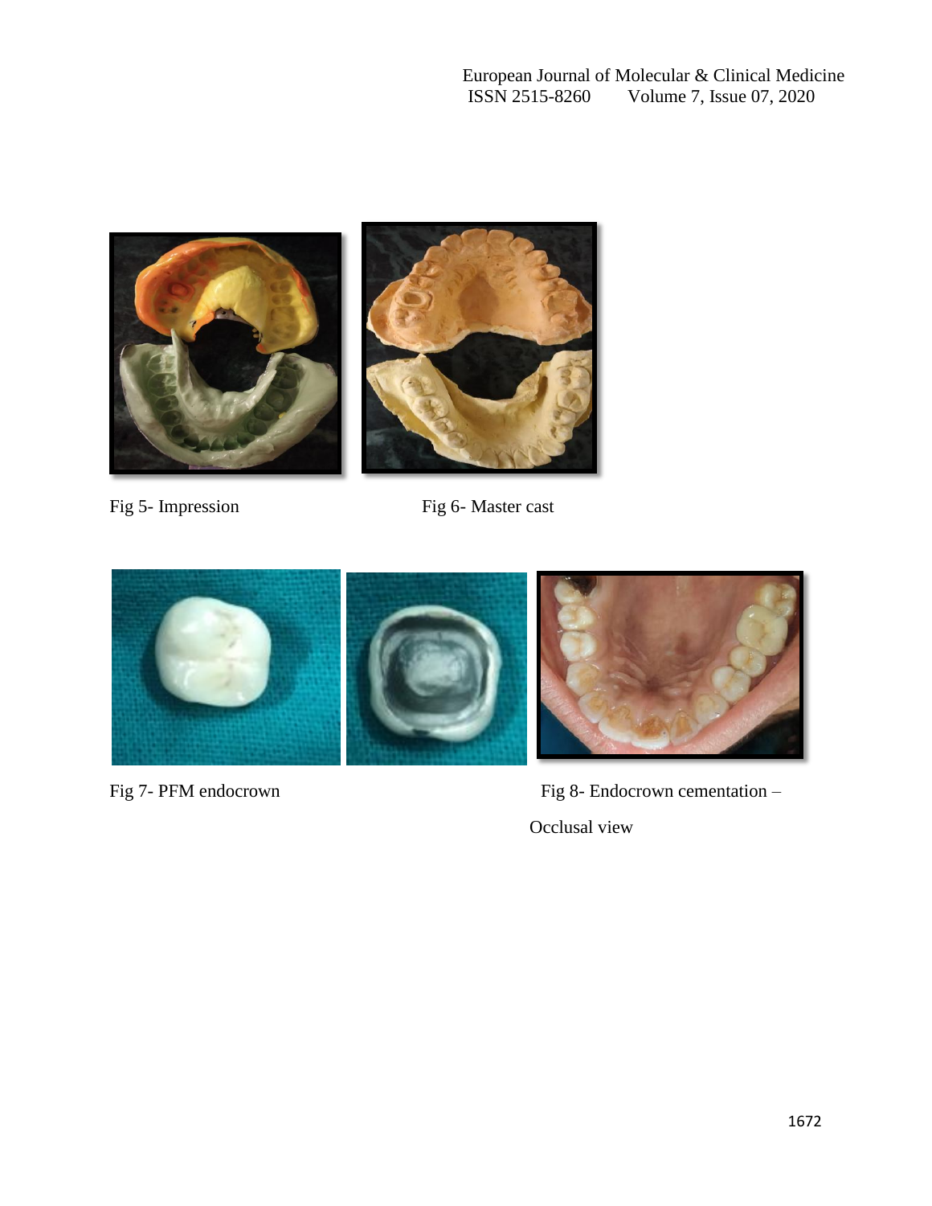Fig 5- Impression

Fig 6- Master cast

Fig 7- PFM endocrown

Fig 8- Endocrown cementation – Occlusal view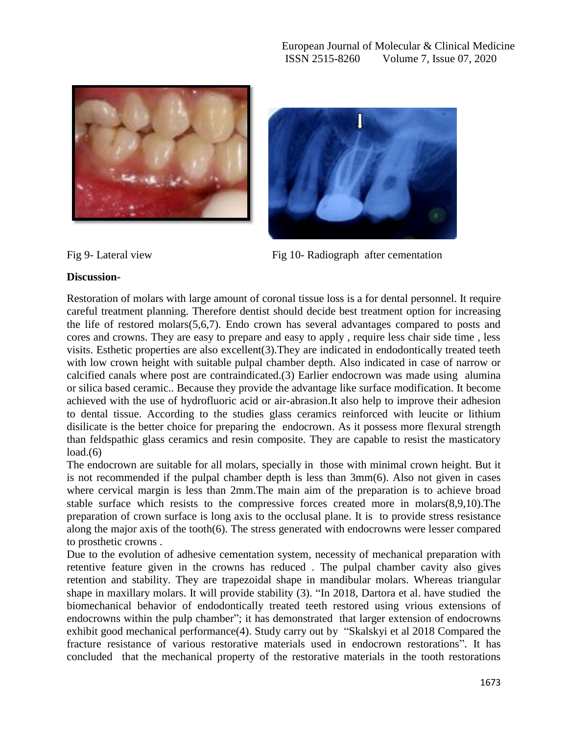Fig 9- Lateral view

Fig 10- Radiograph after cementation

**Discussion-**

Restoration of molars with large amount of coronal tissue loss is a for dental personnel. It require careful treatment planning. Therefore dentist should decide best treatment option for increasing the life of restored molars(5,6,7). Endo crown has several advantages compared to posts and cores and crowns. They are easy to prepare and easy to apply , require less chair side time , less visits. Esthetic properties are also excellent(3).They are indicated in endodontically treated teeth with low crown height with suitable pulpal chamber depth. Also indicated in case of narrow or calcified canals where post are contraindicated.(3) Earlier endocrown was made using alumina or silica based ceramic.. Because they provide the advantage like surface modification. It become achieved with the use of hydrofluoric acid or air-abrasion.It also help to improve their adhesion to dental tissue. According to the studies glass ceramics reinforced with leucite or lithium disilicate is the better choice for preparing the endocrown. As it possess more flexural strength than feldspathic glass ceramics and resin composite. They are capable to resist the masticatory load.(6)

The endocrown are suitable for all molars, specially in those with minimal crown height. But it is not recommended if the pulpal chamber depth is less than 3mm(6). Also not given in cases where cervical margin is less than 2mm.The main aim of the preparation is to achieve broad stable surface which resists to the compressive forces created more in molars(8,9,10).The preparation of crown surface is long axis to the occlusal plane. It is to provide stress resistance along the major axis of the tooth(6). The stress generated with endocrowns were lesser compared to prosthetic crowns .

Due to the evolution of adhesive cementation system, necessity of mechanical preparation with retentive feature given in the crowns has reduced . The pulpal chamber cavity also gives retention and stability. They are trapezoidal shape in mandibular molars. Whereas triangular shape in maxillary molars. It will provide stability (3). "In 2018, Dartora et al. have studied the biomechanical behavior of endodontically treated teeth restored using vrious extensions of endocrowns within the pulp chamber"; it has demonstrated that larger extension of endocrowns exhibit good mechanical performance(4). Study carry out by "Skalskyi et al 2018 Compared the fracture resistance of various restorative materials used in endocrown restorations". It has concluded that the mechanical property of the restorative materials in the tooth restorations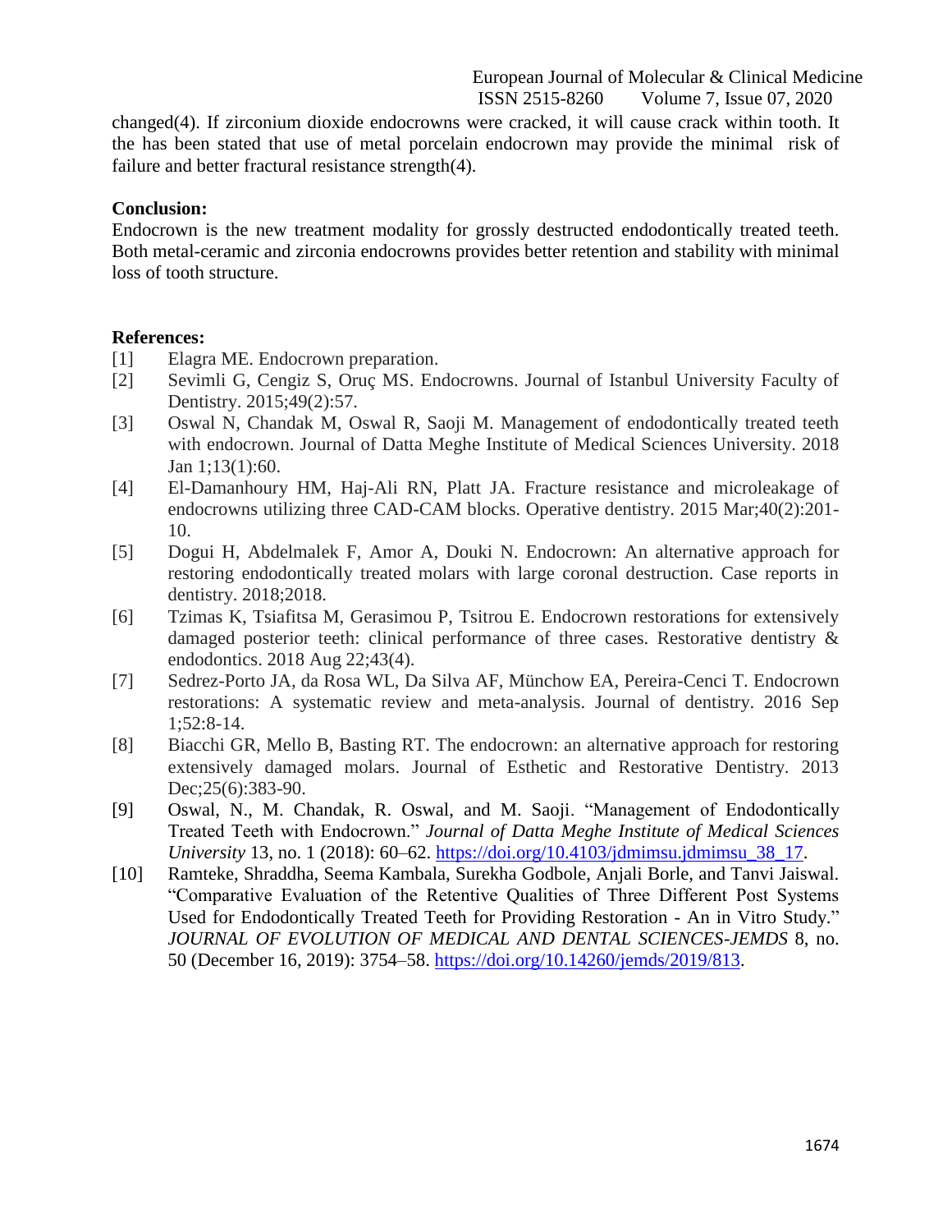changed(4). If zirconium dioxide endocrowns were cracked, it will cause crack within tooth. It the has been stated that use of metal porcelain endocrown may provide the minimal risk of failure and better fractural resistance strength(4).

**Conclusion:**

Endocrown is the new treatment modality for grossly destructed endodontically treated teeth. Both metal-ceramic and zirconia endocrowns provides better retention and stability with minimal loss of tooth structure.

**References:**

[1] Elagra ME. Endocrown preparation.

[2] Sevimli G, Cengiz S, Oruç MS. Endocrowns. Journal of Istanbul University Faculty of Dentistry. 2015;49(2):57.

[3] Oswal N, Chandak M, Oswal R, Saoji M. Management of endodontically treated teeth with endocrown. Journal of Datta Meghe Institute of Medical Sciences University. 2018 Jan 1;13(1):60.

[4] El-Damanhoury HM, Haj-Ali RN, Platt JA. Fracture resistance and microleakage of endocrowns utilizing three CAD-CAM blocks. Operative dentistry. 2015 Mar;40(2):201-10.

[5] Dogui H, Abdelmalek F, Amor A, Douki N. Endocrown: An alternative approach for restoring endodontically treated molars with large coronal destruction. Case reports in dentistry. 2018;2018.

[6] Tzimas K, Tsiafitsa M, Gerasimou P, Tsitrou E. Endocrown restorations for extensively damaged posterior teeth: clinical performance of three cases. Restorative dentistry & endodontics. 2018 Aug 22;43(4).

[7] Sedrez-Porto JA, da Rosa WL, Da Silva AF, Münchow EA, Pereira-Cenci T. Endocrown restorations: A systematic review and meta-analysis. Journal of dentistry. 2016 Sep 1;52:8-14.

[8] Biacchi GR, Mello B, Basting RT. The endocrown: an alternative approach for restoring extensively damaged molars. Journal of Esthetic and Restorative Dentistry. 2013 Dec;25(6):383-90.

[9] Oswal, N., M. Chandak, R. Oswal, and M. Saoji. "Management of Endodontically Treated Teeth with Endocrown." *Journal of Datta Meghe Institute of Medical Sciences University* 13, no. 1 (2018): 60–62. https://doi.org/10.4103/jdmimsu.jdmimsu_38_17.

[10] Ramteke, Shraddha, Seema Kambala, Surekha Godbole, Anjali Borle, and Tanvi Jaiswal. "Comparative Evaluation of the Retentive Qualities of Three Different Post Systems Used for Endodontically Treated Teeth for Providing Restoration - An in Vitro Study." *JOURNAL OF EVOLUTION OF MEDICAL AND DENTAL SCIENCES-JEMDS* 8, no. 50 (December 16, 2019): 3754–58. https://doi.org/10.14260/jemds/2019/813.